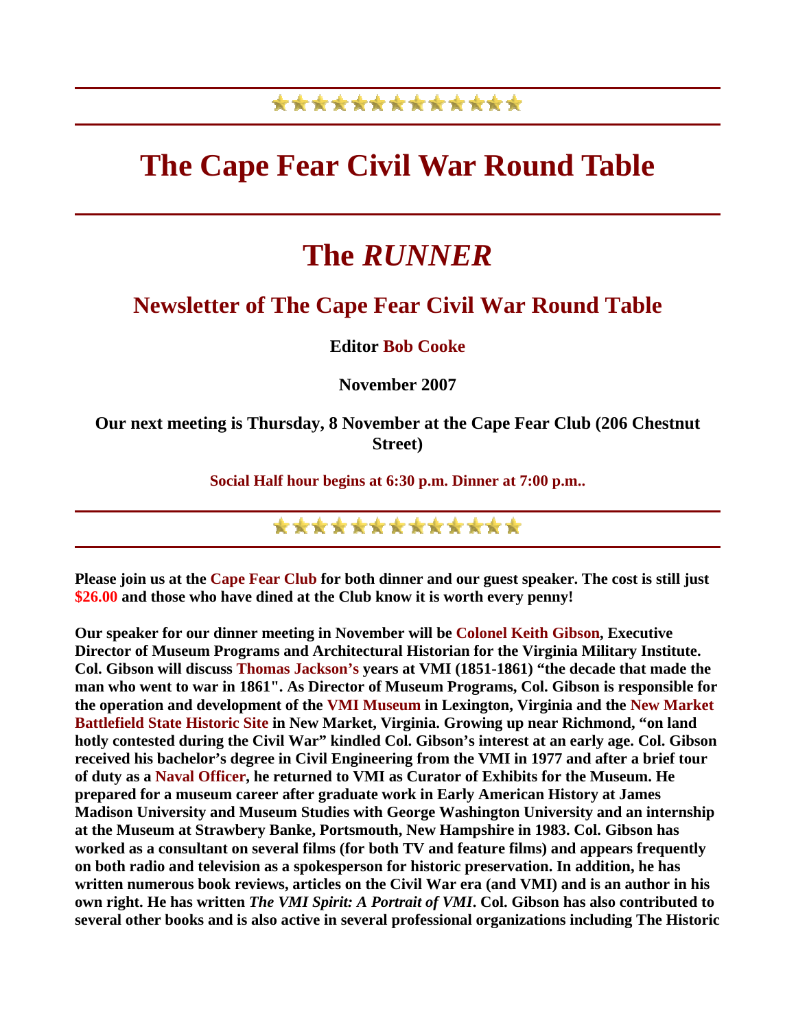# The Cape Fear Civil War Round Table

# The *RUNNER*

## Newsletter of The Cape Fear Civil War Round Table

**Editor Bob Cooke**

**November 2007**

**Our next meeting is Thursday, 8 November at the Cape Fear Club (206 Chestnut Street)**

**Social Half hour begins at 6:30 p.m. Dinner at 7:00 p.m..**

---

**Please join us at the Cape Fear Club for both dinner and our guest speaker. The cost is still just $26.00 and those who have dined at the Club know it is worth every penny!**

**Our speaker for our dinner meeting in November will be Colonel Keith Gibson, Executive Director of Museum Programs and Architectural Historian for the Virginia Military Institute. Col. Gibson will discuss Thomas Jackson's years at VMI (1851-1861) "the decade that made the man who went to war in 1861". As Director of Museum Programs, Col. Gibson is responsible for the operation and development of the VMI Museum in Lexington, Virginia and the New Market Battlefield State Historic Site in New Market, Virginia. Growing up near Richmond, "on land hotly contested during the Civil War" kindled Col. Gibson's interest at an early age. Col. Gibson received his bachelor's degree in Civil Engineering from the VMI in 1977 and after a brief tour of duty as a Naval Officer, he returned to VMI as Curator of Exhibits for the Museum. He prepared for a museum career after graduate work in Early American History at James Madison University and Museum Studies with George Washington University and an internship at the Museum at Strawbery Banke, Portsmouth, New Hampshire in 1983. Col. Gibson has worked as a consultant on several films (for both TV and feature films) and appears frequently on both radio and television as a spokesperson for historic preservation. In addition, he has written numerous book reviews, articles on the Civil War era (and VMI) and is an author in his own right. He has written *The VMI Spirit: A Portrait of VMI*. Col. Gibson has also contributed to several other books and is also active in several professional organizations including The Historic**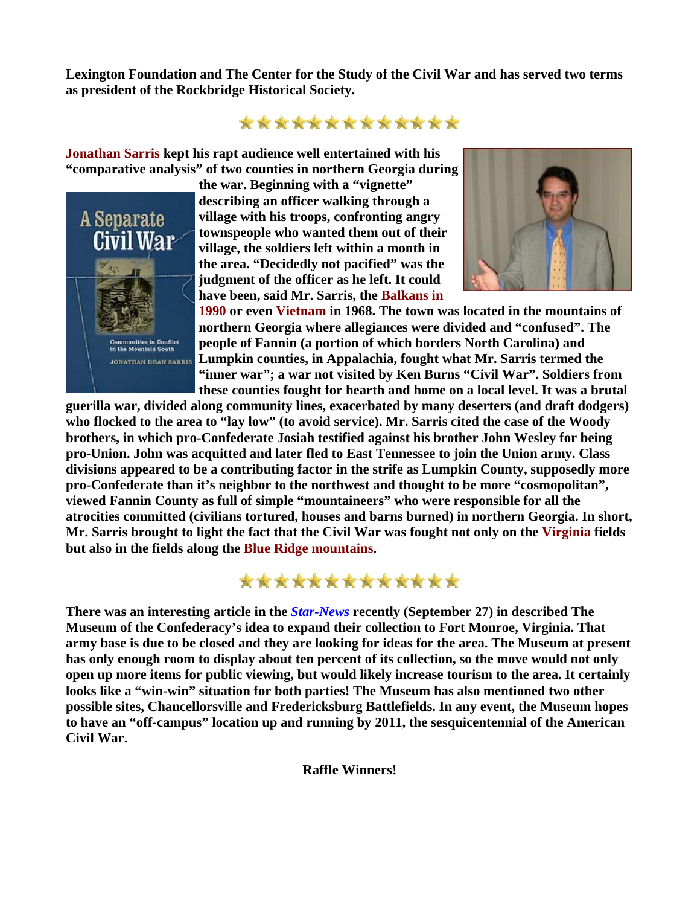**Lexington Foundation and The Center for the Study of the Civil War and has served two terms as president of the Rockbridge Historical Society.**

★★★★★★★★★★★★★

**Jonathan Sarris kept his rapt audience well entertained with his "comparative analysis" of two counties in northern Georgia during the war. Beginning with a "vignette" describing an officer walking through a village with his troops, confronting angry townspeople who wanted them out of their village, the soldiers left within a month in the area. "Decidedly not pacified" was the judgment of the officer as he left. It could have been, said Mr. Sarris, the Balkans in 1990 or even Vietnam in 1968. The town was located in the mountains of northern Georgia where allegiances were divided and "confused". The people of Fannin (a portion of which borders North Carolina) and Lumpkin counties, in Appalachia, fought what Mr. Sarris termed the "inner war"; a war not visited by Ken Burns "Civil War". Soldiers from these counties fought for hearth and home on a local level. It was a brutal guerilla war, divided along community lines, exacerbated by many deserters (and draft dodgers) who flocked to the area to "lay low" (to avoid service). Mr. Sarris cited the case of the Woody brothers, in which pro-Confederate Josiah testified against his brother John Wesley for being pro-Union. John was acquitted and later fled to East Tennessee to join the Union army. Class divisions appeared to be a contributing factor in the strife as Lumpkin County, supposedly more pro-Confederate than it's neighbor to the northwest and thought to be more "cosmopolitan", viewed Fannin County as full of simple "mountaineers" who were responsible for all the atrocities committed (civilians tortured, houses and barns burned) in northern Georgia. In short, Mr. Sarris brought to light the fact that the Civil War was fought not only on the Virginia fields but also in the fields along the Blue Ridge mountains.**

★★★★★★★★★★★★★

**There was an interesting article in the *Star-News* recently (September 27) in described The Museum of the Confederacy's idea to expand their collection to Fort Monroe, Virginia. That army base is due to be closed and they are looking for ideas for the area. The Museum at present has only enough room to display about ten percent of its collection, so the move would not only open up more items for public viewing, but would likely increase tourism to the area. It certainly looks like a "win-win" situation for both parties! The Museum has also mentioned two other possible sites, Chancellorsville and Fredericksburg Battlefields. In any event, the Museum hopes to have an "off-campus" location up and running by 2011, the sesquicentennial of the American Civil War.**

**Raffle Winners!**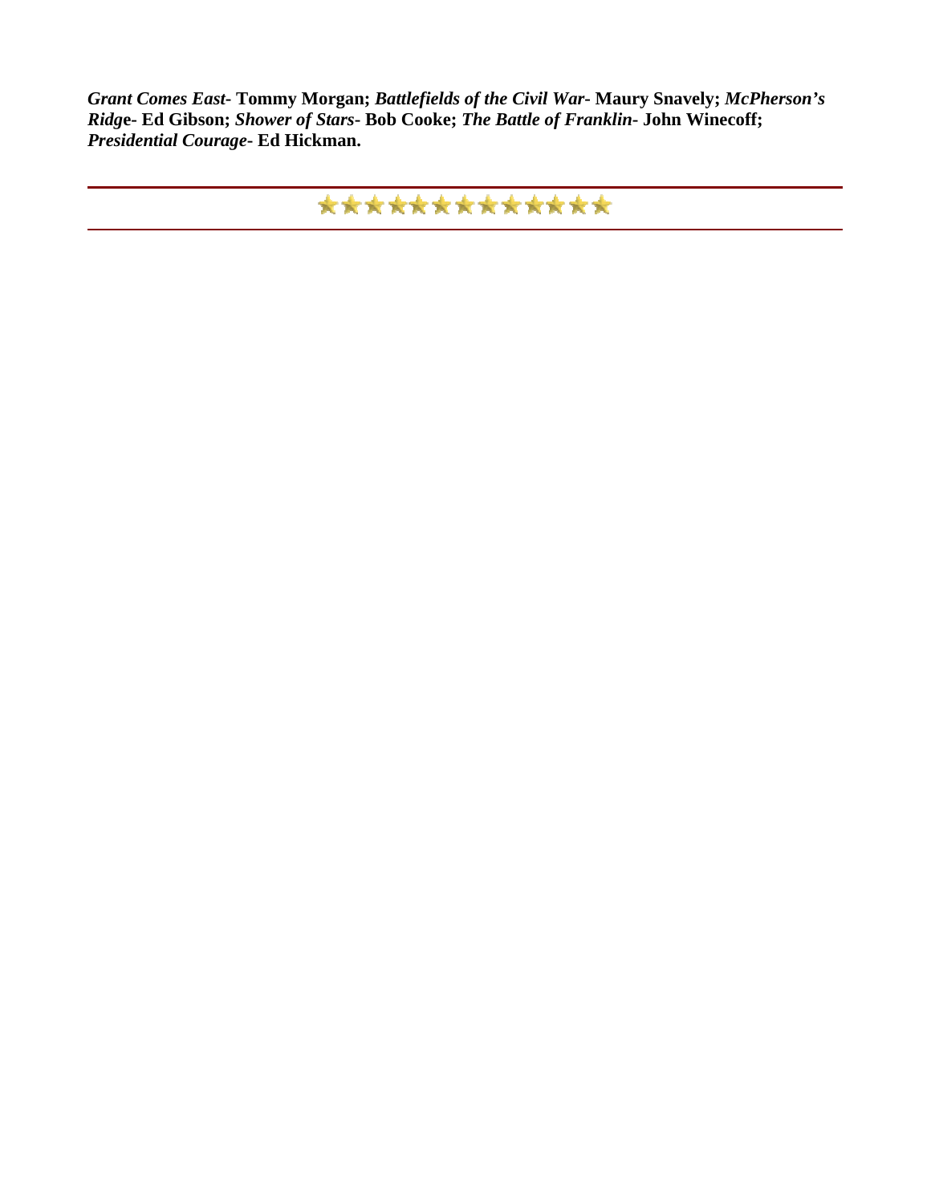***Grant Comes East*- Tommy Morgan; *Battlefields of the Civil War*- Maury Snavely; *McPherson's Ridge*- Ed Gibson; *Shower of Stars*- Bob Cooke; *The Battle of Franklin*- John Winecoff; *Presidential Courage*- Ed Hickman.**

---

---